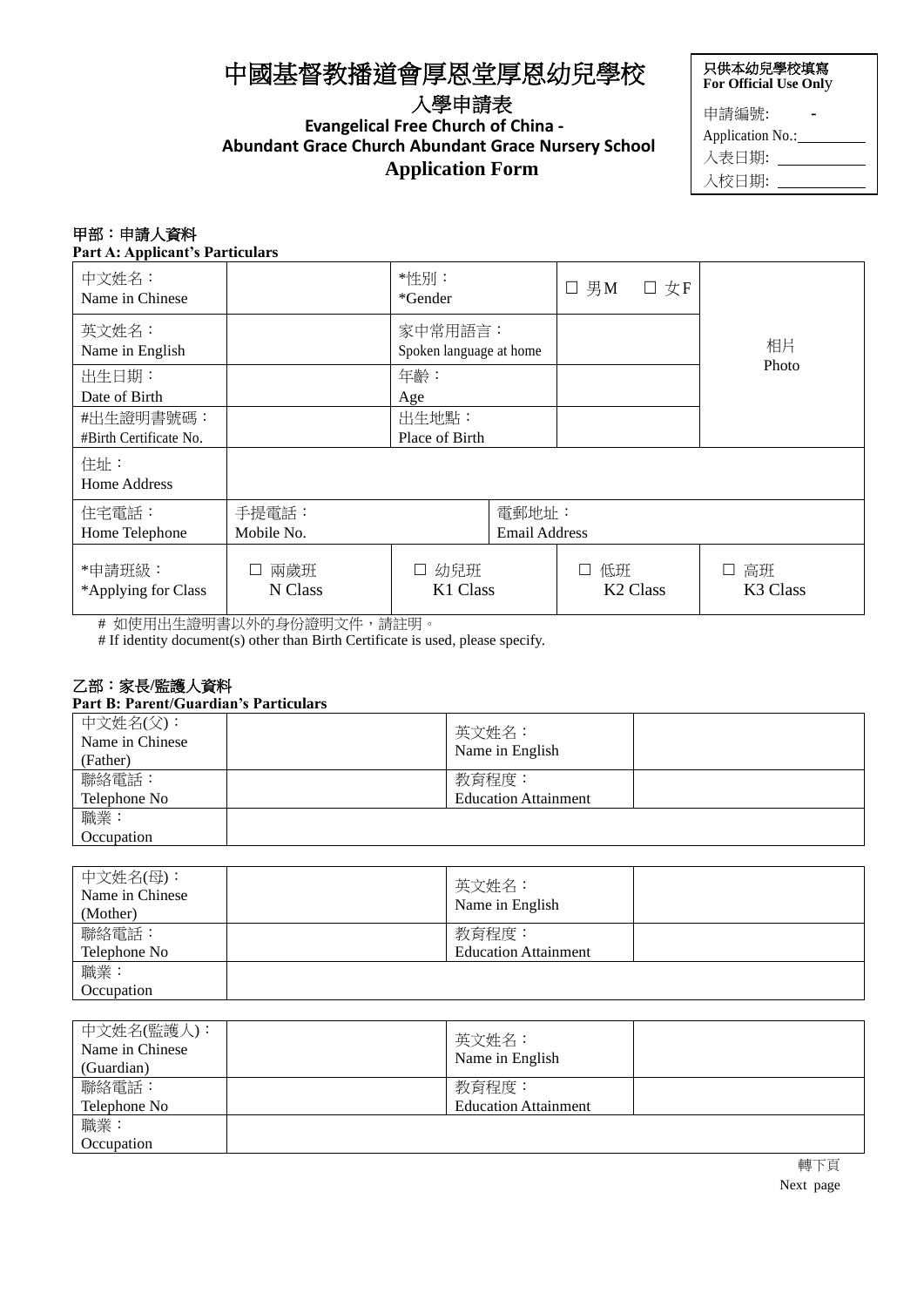# 中國基督教播道會厚恩堂厚恩幼兒學校

## 入學申請表

**Evangelical Free Church of China - Abundant Grace Church Abundant Grace Nursery School**

**Application Form**

| 只供本幼兒學校填寫<br>For Official Use Only |
|---|
| 申請編號: - <br>Application No.: |
| 入表日期: |
| 入校日期: |

### 甲部：申請人資料

**Part A: Applicant's Particulars**

| 中文姓名：<br>Name in Chinese | | *性別：<br>*Gender | ☐ 男M ☐ 女F | 相片<br>Photo |
|---|---|---|---|---|
| 英文姓名：<br>Name in English | | 家中常用語言：<br>Spoken language at home | | |
| 出生日期：<br>Date of Birth | | 年齡：<br>Age | | |
| #出生證明書號碼：<br>#Birth Certificate No. | | 出生地點：<br>Place of Birth | | |
| 住址：<br>Home Address | | | | |
| 住宅電話：<br>Home Telephone | 手提電話：<br>Mobile No. | | 電郵地址：<br>Email Address | |
| *申請班級：<br>*Applying for Class | ☐ 兩歲班<br>N Class | ☐ 幼兒班<br>K1 Class | ☐ 低班<br>K2 Class | ☐ 高班<br>K3 Class |

# 如使用出生證明書以外的身份證明文件，請註明。

# If identity document(s) other than Birth Certificate is used, please specify.

### 乙部：家長/監護人資料

**Part B: Parent/Guardian's Particulars**

| 中文姓名(父)：<br>Name in Chinese<br>(Father) | | 英文姓名：<br>Name in English | |
|---|---|---|---|
| 聯絡電話：<br>Telephone No | | 教育程度：<br>Education Attainment | |
| 職業：<br>Occupation | | | |

| 中文姓名(母)：<br>Name in Chinese<br>(Mother) | | 英文姓名：<br>Name in English | |
|---|---|---|---|
| 聯絡電話：<br>Telephone No | | 教育程度：<br>Education Attainment | |
| 職業：<br>Occupation | | | |

| 中文姓名(監護人)：<br>Name in Chinese<br>(Guardian) | | 英文姓名：<br>Name in English | |
|---|---|---|---|
| 聯絡電話：<br>Telephone No | | 教育程度：<br>Education Attainment | |
| 職業：<br>Occupation | | | |

轉下頁

Next page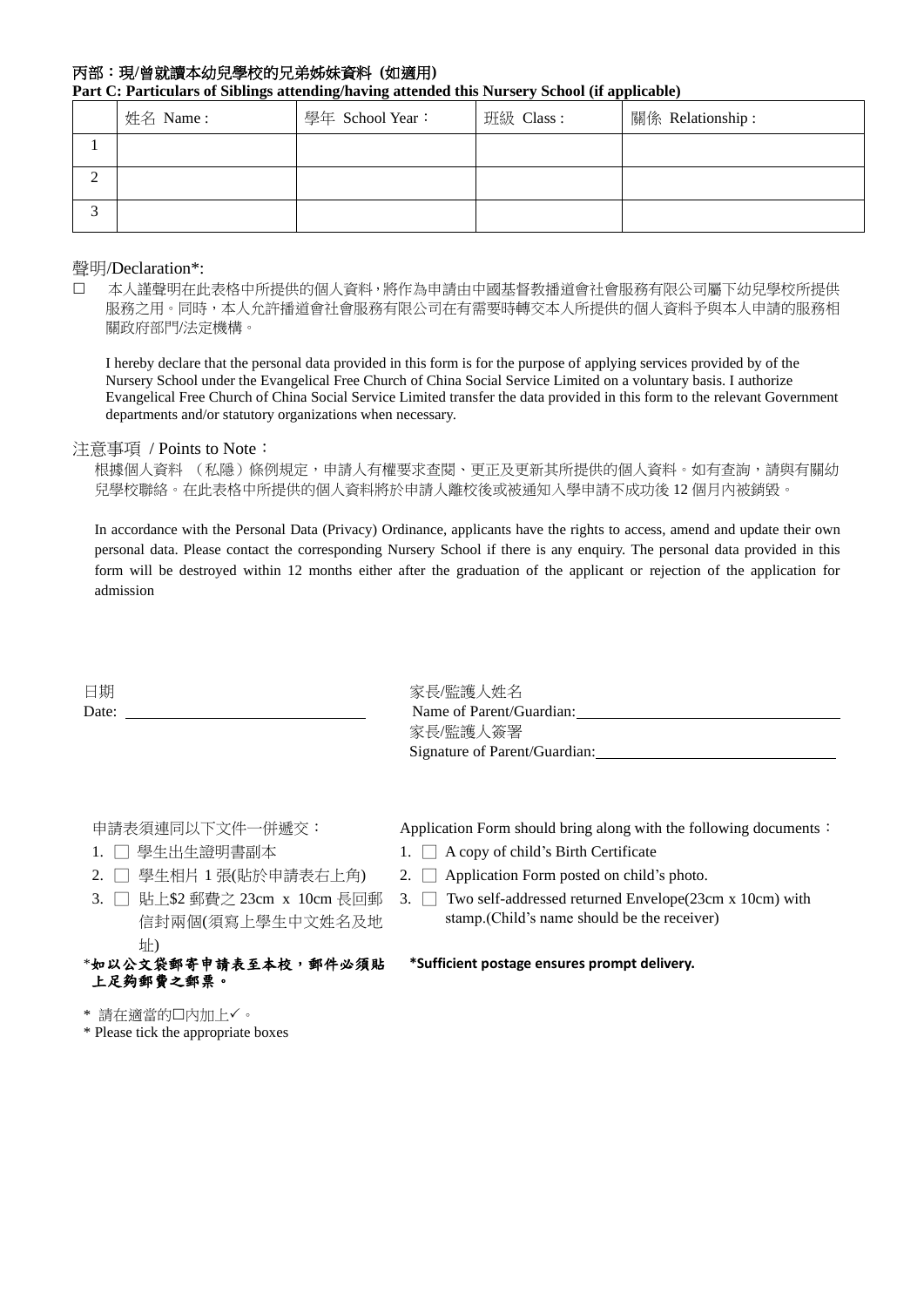### 丙部：現/曾就讀本幼兒學校的兄弟姊妹資料 (如適用)
**Part C: Particulars of Siblings attending/having attended this Nursery School (if applicable)**

| | 姓名 Name : | 學年 School Year： | 班級 Class : | 關係 Relationship : |
|---|---|---|---|---|
| 1 | | | | |
| 2 | | | | |
| 3 | | | | |

聲明/Declaration*:

☐ 本人謹聲明在此表格中所提供的個人資料，將作為申請由中國基督教播道會社會服務有限公司屬下幼兒學校所提供服務之用。同時，本人允許播道會社會服務有限公司在有需要時轉交本人所提供的個人資料予與本人申請的服務相關政府部門/法定機構。

I hereby declare that the personal data provided in this form is for the purpose of applying services provided by of the Nursery School under the Evangelical Free Church of China Social Service Limited on a voluntary basis. I authorize Evangelical Free Church of China Social Service Limited transfer the data provided in this form to the relevant Government departments and/or statutory organizations when necessary.

注意事項 / Points to Note：

根據個人資料 （私隱）條例規定，申請人有權要求查閱、更正及更新其所提供的個人資料。如有查詢，請與有關幼兒學校聯絡。在此表格中所提供的個人資料將於申請人離校後或被通知入學申請不成功後 12 個月內被銷毀。

In accordance with the Personal Data (Privacy) Ordinance, applicants have the rights to access, amend and update their own personal data. Please contact the corresponding Nursery School if there is any enquiry. The personal data provided in this form will be destroyed within 12 months either after the graduation of the applicant or rejection of the application for admission

日期
Date: ____________________________

家長/監護人姓名
Name of Parent/Guardian: ____________________________
家長/監護人簽署
Signature of Parent/Guardian: ____________________________

申請表須連同以下文件一併遞交：

1. ☐ 學生出生證明書副本
2. ☐ 學生相片 1 張(貼於申請表右上角)
3. ☐ 貼上$2 郵費之 23cm x 10cm 長回郵信封兩個(須寫上學生中文姓名及地址)

*如以公文袋郵寄申請表至本校，郵件必須貼上足夠郵費之郵票。

Application Form should bring along with the following documents：

1. ☐ A copy of child's Birth Certificate
2. ☐ Application Form posted on child's photo.
3. ☐ Two self-addressed returned Envelope(23cm x 10cm) with stamp.(Child's name should be the receiver)

**\*Sufficient postage ensures prompt delivery.**

\* 請在適當的☐內加上✓。
\* Please tick the appropriate boxes